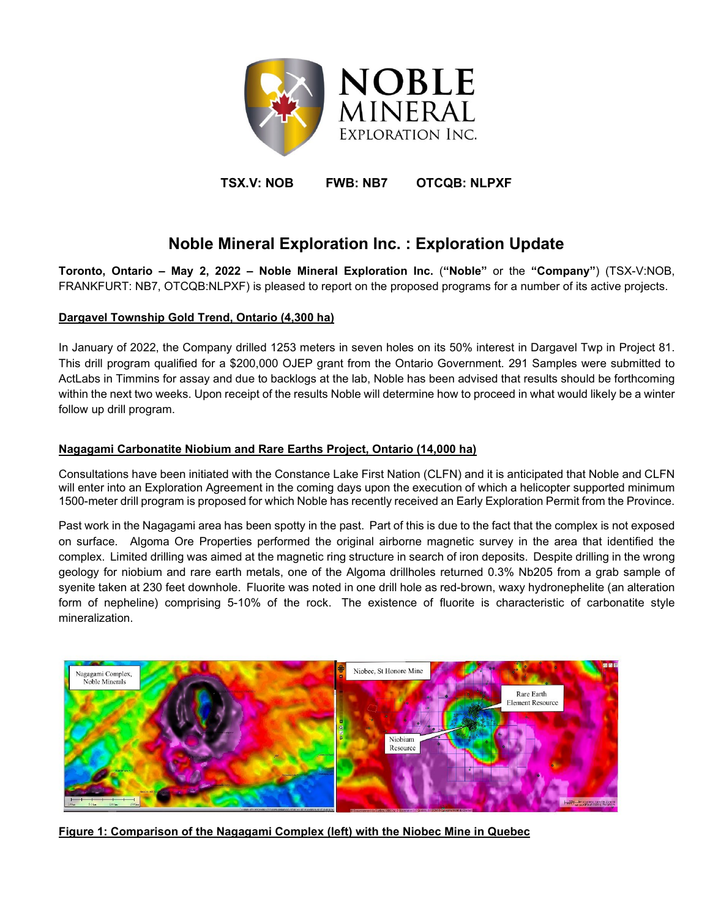**TSX.V: NOB FWB: NB7 OTCQB: NLPXF**

# Noble Mineral Exploration Inc. : Exploration Update

**Toronto, Ontario – May 2, 2022 – Noble Mineral Exploration Inc.** (**"Noble"** or the **"Company"**) (TSX-V:NOB, FRANKFURT: NB7, OTCQB:NLPXF) is pleased to report on the proposed programs for a number of its active projects.

**Dargavel Township Gold Trend, Ontario (4,300 ha)**

In January of 2022, the Company drilled 1253 meters in seven holes on its 50% interest in Dargavel Twp in Project 81. This drill program qualified for a $200,000 OJEP grant from the Ontario Government. 291 Samples were submitted to ActLabs in Timmins for assay and due to backlogs at the lab, Noble has been advised that results should be forthcoming within the next two weeks. Upon receipt of the results Noble will determine how to proceed in what would likely be a winter follow up drill program.

**Nagagami Carbonatite Niobium and Rare Earths Project, Ontario (14,000 ha)**

Consultations have been initiated with the Constance Lake First Nation (CLFN) and it is anticipated that Noble and CLFN will enter into an Exploration Agreement in the coming days upon the execution of which a helicopter supported minimum 1500-meter drill program is proposed for which Noble has recently received an Early Exploration Permit from the Province.

Past work in the Nagagami area has been spotty in the past. Part of this is due to the fact that the complex is not exposed on surface. Algoma Ore Properties performed the original airborne magnetic survey in the area that identified the complex. Limited drilling was aimed at the magnetic ring structure in search of iron deposits. Despite drilling in the wrong geology for niobium and rare earth metals, one of the Algoma drillholes returned 0.3% Nb205 from a grab sample of syenite taken at 230 feet downhole. Fluorite was noted in one drill hole as red-brown, waxy hydronephelite (an alteration form of nepheline) comprising 5-10% of the rock. The existence of fluorite is characteristic of carbonatite style mineralization.

**Figure 1: Comparison of the Nagagami Complex (left) with the Niobec Mine in Quebec**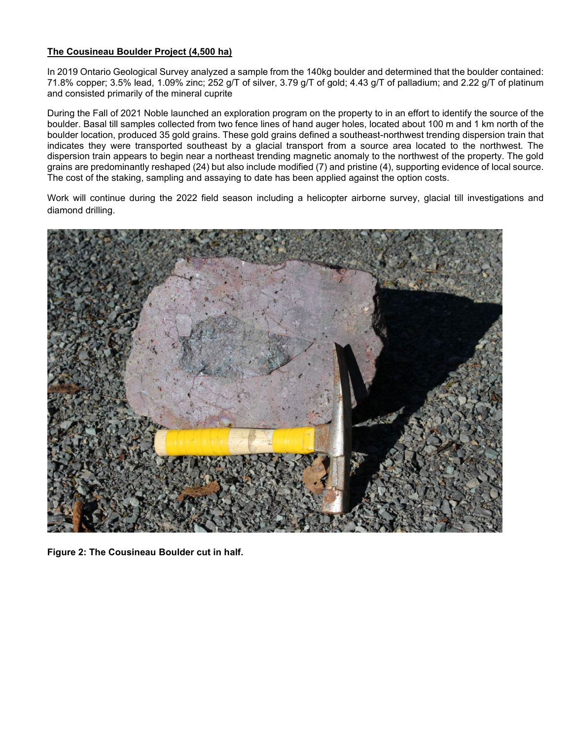**The Cousineau Boulder Project (4,500 ha)**

In 2019 Ontario Geological Survey analyzed a sample from the 140kg boulder and determined that the boulder contained: 71.8% copper; 3.5% lead, 1.09% zinc; 252 g/T of silver, 3.79 g/T of gold; 4.43 g/T of palladium; and 2.22 g/T of platinum and consisted primarily of the mineral cuprite

During the Fall of 2021 Noble launched an exploration program on the property to in an effort to identify the source of the boulder. Basal till samples collected from two fence lines of hand auger holes, located about 100 m and 1 km north of the boulder location, produced 35 gold grains. These gold grains defined a southeast-northwest trending dispersion train that indicates they were transported southeast by a glacial transport from a source area located to the northwest. The dispersion train appears to begin near a northeast trending magnetic anomaly to the northwest of the property. The gold grains are predominantly reshaped (24) but also include modified (7) and pristine (4), supporting evidence of local source. The cost of the staking, sampling and assaying to date has been applied against the option costs.

Work will continue during the 2022 field season including a helicopter airborne survey, glacial till investigations and diamond drilling.

**Figure 2: The Cousineau Boulder cut in half.**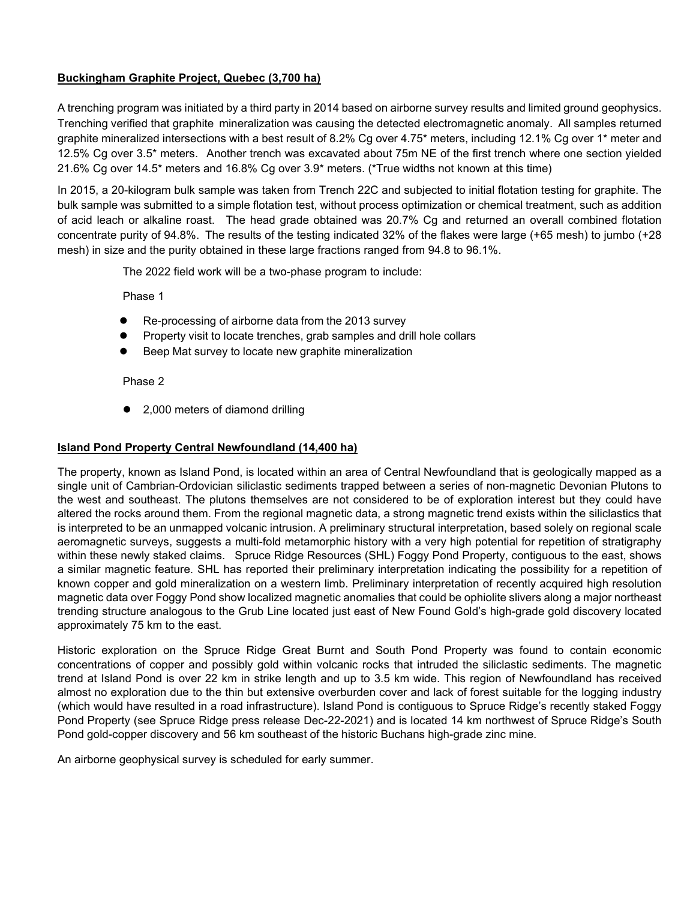## Buckingham Graphite Project, Quebec (3,700 ha)

A trenching program was initiated by a third party in 2014 based on airborne survey results and limited ground geophysics. Trenching verified that graphite mineralization was causing the detected electromagnetic anomaly. All samples returned graphite mineralized intersections with a best result of 8.2% Cg over 4.75* meters, including 12.1% Cg over 1* meter and 12.5% Cg over 3.5* meters. Another trench was excavated about 75m NE of the first trench where one section yielded 21.6% Cg over 14.5* meters and 16.8% Cg over 3.9* meters. (*True widths not known at this time)

In 2015, a 20-kilogram bulk sample was taken from Trench 22C and subjected to initial flotation testing for graphite. The bulk sample was submitted to a simple flotation test, without process optimization or chemical treatment, such as addition of acid leach or alkaline roast. The head grade obtained was 20.7% Cg and returned an overall combined flotation concentrate purity of 94.8%. The results of the testing indicated 32% of the flakes were large (+65 mesh) to jumbo (+28 mesh) in size and the purity obtained in these large fractions ranged from 94.8 to 96.1%.

The 2022 field work will be a two-phase program to include:

Phase 1

- Re-processing of airborne data from the 2013 survey
- Property visit to locate trenches, grab samples and drill hole collars
- Beep Mat survey to locate new graphite mineralization

Phase 2

- 2,000 meters of diamond drilling

## Island Pond Property Central Newfoundland (14,400 ha)

The property, known as Island Pond, is located within an area of Central Newfoundland that is geologically mapped as a single unit of Cambrian-Ordovician siliclastic sediments trapped between a series of non-magnetic Devonian Plutons to the west and southeast. The plutons themselves are not considered to be of exploration interest but they could have altered the rocks around them. From the regional magnetic data, a strong magnetic trend exists within the siliclastics that is interpreted to be an unmapped volcanic intrusion. A preliminary structural interpretation, based solely on regional scale aeromagnetic surveys, suggests a multi-fold metamorphic history with a very high potential for repetition of stratigraphy within these newly staked claims. Spruce Ridge Resources (SHL) Foggy Pond Property, contiguous to the east, shows a similar magnetic feature. SHL has reported their preliminary interpretation indicating the possibility for a repetition of known copper and gold mineralization on a western limb. Preliminary interpretation of recently acquired high resolution magnetic data over Foggy Pond show localized magnetic anomalies that could be ophiolite slivers along a major northeast trending structure analogous to the Grub Line located just east of New Found Gold's high-grade gold discovery located approximately 75 km to the east.

Historic exploration on the Spruce Ridge Great Burnt and South Pond Property was found to contain economic concentrations of copper and possibly gold within volcanic rocks that intruded the siliclastic sediments. The magnetic trend at Island Pond is over 22 km in strike length and up to 3.5 km wide. This region of Newfoundland has received almost no exploration due to the thin but extensive overburden cover and lack of forest suitable for the logging industry (which would have resulted in a road infrastructure). Island Pond is contiguous to Spruce Ridge's recently staked Foggy Pond Property (see Spruce Ridge press release Dec-22-2021) and is located 14 km northwest of Spruce Ridge's South Pond gold-copper discovery and 56 km southeast of the historic Buchans high-grade zinc mine.

An airborne geophysical survey is scheduled for early summer.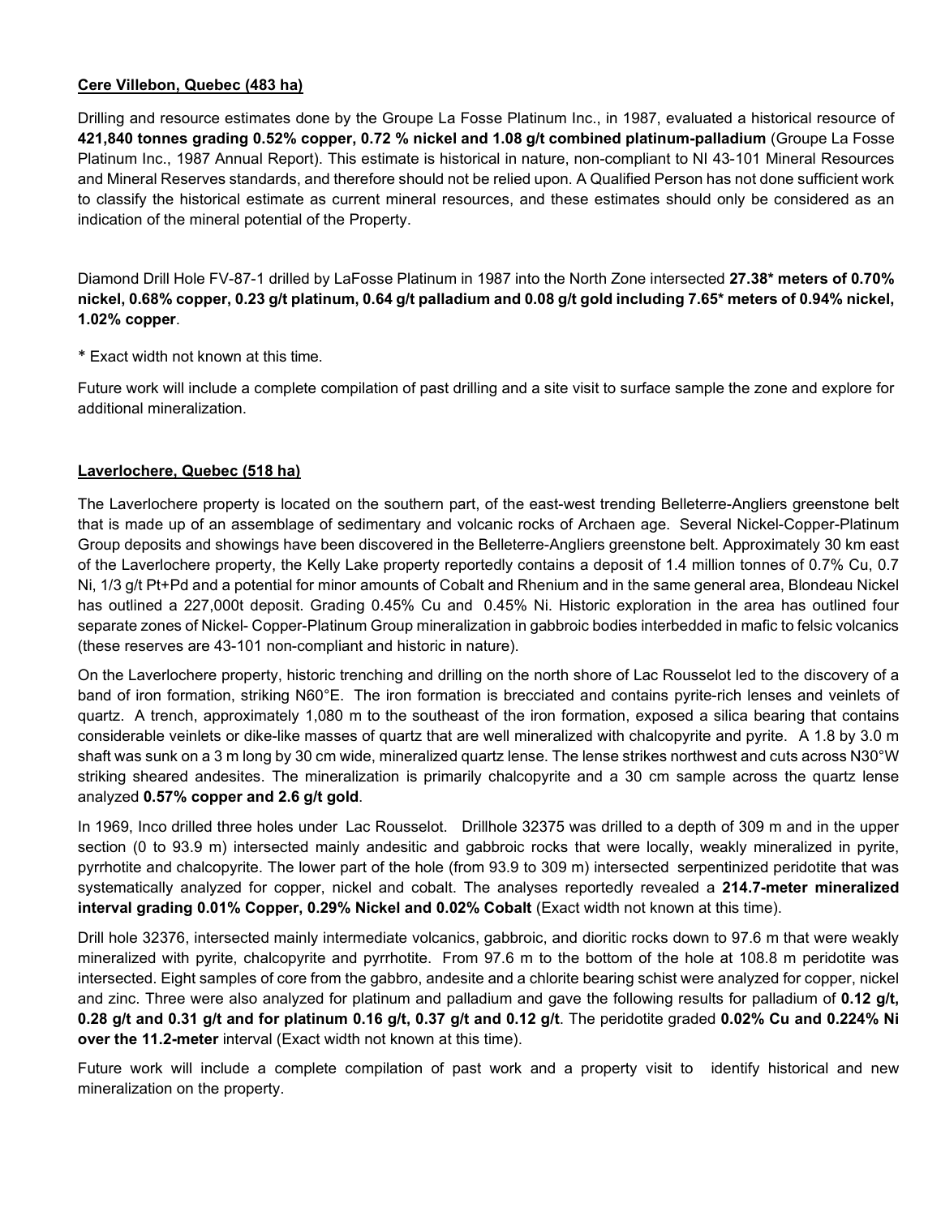**Cere Villebon, Quebec (483 ha)**

Drilling and resource estimates done by the Groupe La Fosse Platinum Inc., in 1987, evaluated a historical resource of **421,840 tonnes grading 0.52% copper, 0.72 % nickel and 1.08 g/t combined platinum-palladium** (Groupe La Fosse Platinum Inc., 1987 Annual Report). This estimate is historical in nature, non-compliant to NI 43-101 Mineral Resources and Mineral Reserves standards, and therefore should not be relied upon. A Qualified Person has not done sufficient work to classify the historical estimate as current mineral resources, and these estimates should only be considered as an indication of the mineral potential of the Property.

Diamond Drill Hole FV-87-1 drilled by LaFosse Platinum in 1987 into the North Zone intersected **27.38* meters of 0.70% nickel, 0.68% copper, 0.23 g/t platinum, 0.64 g/t palladium and 0.08 g/t gold including 7.65* meters of 0.94% nickel, 1.02% copper**.

* Exact width not known at this time.

Future work will include a complete compilation of past drilling and a site visit to surface sample the zone and explore for additional mineralization.

**Laverlochere, Quebec (518 ha)**

The Laverlochere property is located on the southern part, of the east-west trending Belleterre-Angliers greenstone belt that is made up of an assemblage of sedimentary and volcanic rocks of Archaen age. Several Nickel-Copper-Platinum Group deposits and showings have been discovered in the Belleterre-Angliers greenstone belt. Approximately 30 km east of the Laverlochere property, the Kelly Lake property reportedly contains a deposit of 1.4 million tonnes of 0.7% Cu, 0.7 Ni, 1/3 g/t Pt+Pd and a potential for minor amounts of Cobalt and Rhenium and in the same general area, Blondeau Nickel has outlined a 227,000t deposit. Grading 0.45% Cu and 0.45% Ni. Historic exploration in the area has outlined four separate zones of Nickel- Copper-Platinum Group mineralization in gabbroic bodies interbedded in mafic to felsic volcanics (these reserves are 43-101 non-compliant and historic in nature).

On the Laverlochere property, historic trenching and drilling on the north shore of Lac Rousselot led to the discovery of a band of iron formation, striking N60°E. The iron formation is brecciated and contains pyrite-rich lenses and veinlets of quartz. A trench, approximately 1,080 m to the southeast of the iron formation, exposed a silica bearing that contains considerable veinlets or dike-like masses of quartz that are well mineralized with chalcopyrite and pyrite. A 1.8 by 3.0 m shaft was sunk on a 3 m long by 30 cm wide, mineralized quartz lense. The lense strikes northwest and cuts across N30°W striking sheared andesites. The mineralization is primarily chalcopyrite and a 30 cm sample across the quartz lense analyzed **0.57% copper and 2.6 g/t gold**.

In 1969, Inco drilled three holes under Lac Rousselot. Drillhole 32375 was drilled to a depth of 309 m and in the upper section (0 to 93.9 m) intersected mainly andesitic and gabbroic rocks that were locally, weakly mineralized in pyrite, pyrrhotite and chalcopyrite. The lower part of the hole (from 93.9 to 309 m) intersected serpentinized peridotite that was systematically analyzed for copper, nickel and cobalt. The analyses reportedly revealed a **214.7-meter mineralized interval grading 0.01% Copper, 0.29% Nickel and 0.02% Cobalt** (Exact width not known at this time).

Drill hole 32376, intersected mainly intermediate volcanics, gabbroic, and dioritic rocks down to 97.6 m that were weakly mineralized with pyrite, chalcopyrite and pyrrhotite. From 97.6 m to the bottom of the hole at 108.8 m peridotite was intersected. Eight samples of core from the gabbro, andesite and a chlorite bearing schist were analyzed for copper, nickel and zinc. Three were also analyzed for platinum and palladium and gave the following results for palladium of **0.12 g/t, 0.28 g/t and 0.31 g/t and for platinum 0.16 g/t, 0.37 g/t and 0.12 g/t**. The peridotite graded **0.02% Cu and 0.224% Ni over the 11.2-meter** interval (Exact width not known at this time).

Future work will include a complete compilation of past work and a property visit to identify historical and new mineralization on the property.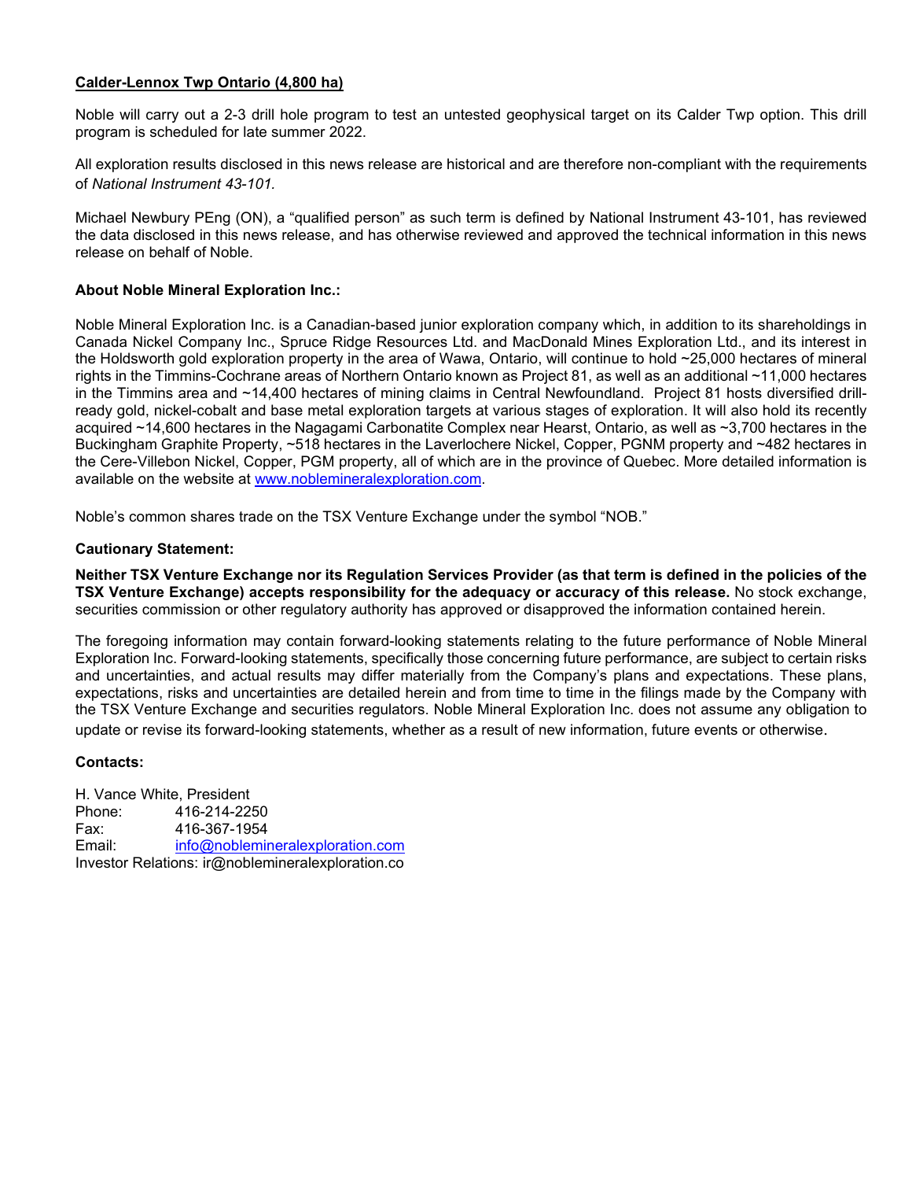**Calder-Lennox Twp Ontario (4,800 ha)**

Noble will carry out a 2-3 drill hole program to test an untested geophysical target on its Calder Twp option. This drill program is scheduled for late summer 2022.

All exploration results disclosed in this news release are historical and are therefore non-compliant with the requirements of *National Instrument 43-101.*

Michael Newbury PEng (ON), a "qualified person" as such term is defined by National Instrument 43-101, has reviewed the data disclosed in this news release, and has otherwise reviewed and approved the technical information in this news release on behalf of Noble.

**About Noble Mineral Exploration Inc.:**

Noble Mineral Exploration Inc. is a Canadian-based junior exploration company which, in addition to its shareholdings in Canada Nickel Company Inc., Spruce Ridge Resources Ltd. and MacDonald Mines Exploration Ltd., and its interest in the Holdsworth gold exploration property in the area of Wawa, Ontario, will continue to hold ~25,000 hectares of mineral rights in the Timmins-Cochrane areas of Northern Ontario known as Project 81, as well as an additional ~11,000 hectares in the Timmins area and ~14,400 hectares of mining claims in Central Newfoundland. Project 81 hosts diversified drill-ready gold, nickel-cobalt and base metal exploration targets at various stages of exploration. It will also hold its recently acquired ~14,600 hectares in the Nagagami Carbonatite Complex near Hearst, Ontario, as well as ~3,700 hectares in the Buckingham Graphite Property, ~518 hectares in the Laverlochere Nickel, Copper, PGNM property and ~482 hectares in the Cere-Villebon Nickel, Copper, PGM property, all of which are in the province of Quebec. More detailed information is available on the website at www.noblemineralexploration.com.

Noble's common shares trade on the TSX Venture Exchange under the symbol "NOB."

**Cautionary Statement:**

**Neither TSX Venture Exchange nor its Regulation Services Provider (as that term is defined in the policies of the TSX Venture Exchange) accepts responsibility for the adequacy or accuracy of this release.** No stock exchange, securities commission or other regulatory authority has approved or disapproved the information contained herein.

The foregoing information may contain forward-looking statements relating to the future performance of Noble Mineral Exploration Inc. Forward-looking statements, specifically those concerning future performance, are subject to certain risks and uncertainties, and actual results may differ materially from the Company's plans and expectations. These plans, expectations, risks and uncertainties are detailed herein and from time to time in the filings made by the Company with the TSX Venture Exchange and securities regulators. Noble Mineral Exploration Inc. does not assume any obligation to update or revise its forward-looking statements, whether as a result of new information, future events or otherwise.

**Contacts:**

H. Vance White, President
Phone: 416-214-2250
Fax: 416-367-1954
Email: info@noblemineralexploration.com
Investor Relations: ir@noblemineralexploration.co